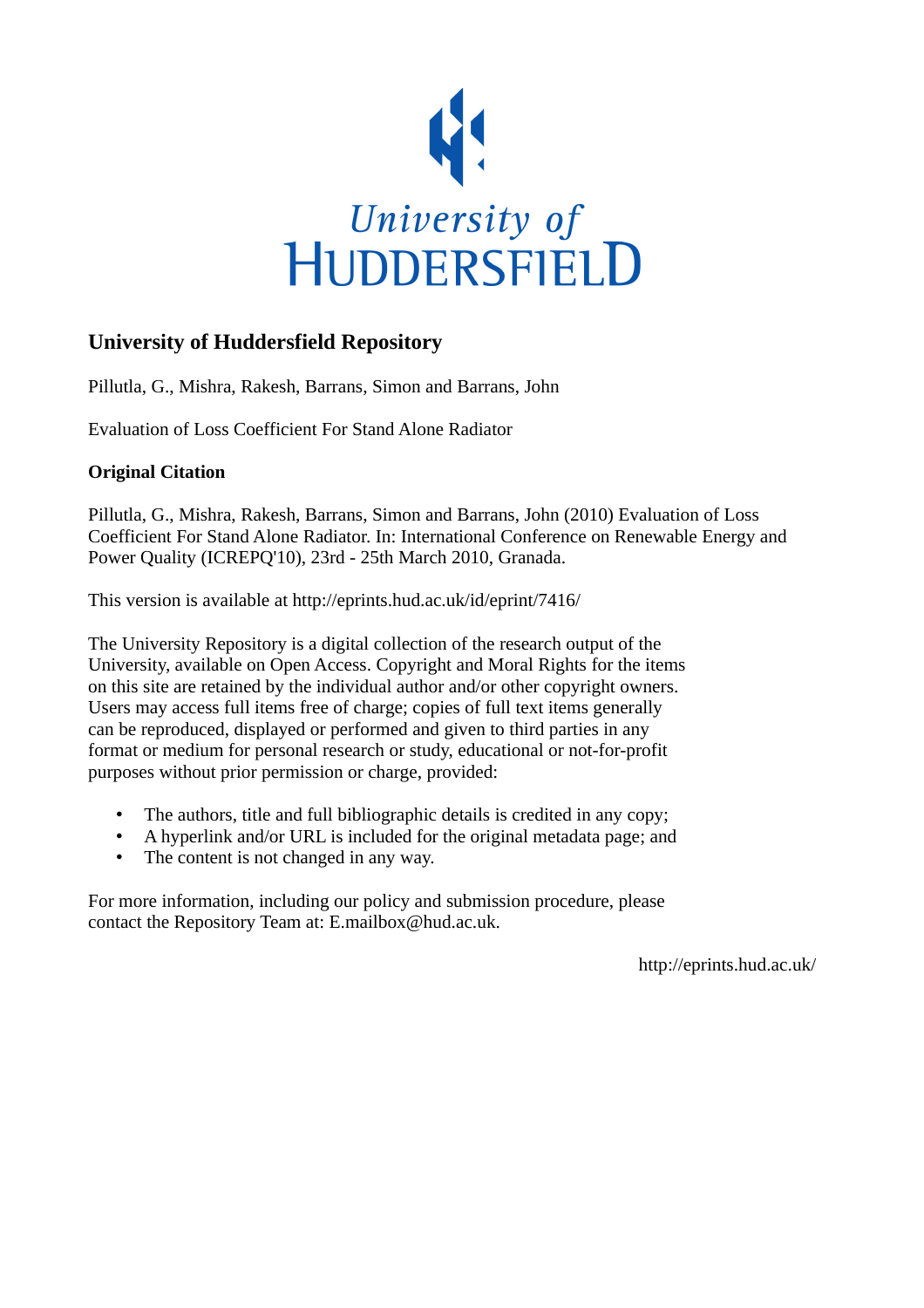University of
HUDDERSFIELD

## University of Huddersfield Repository

Pillutla, G., Mishra, Rakesh, Barrans, Simon and Barrans, John

Evaluation of Loss Coefficient For Stand Alone Radiator

### Original Citation

Pillutla, G., Mishra, Rakesh, Barrans, Simon and Barrans, John (2010) Evaluation of Loss Coefficient For Stand Alone Radiator. In: International Conference on Renewable Energy and Power Quality (ICREPQ'10), 23rd - 25th March 2010, Granada.

This version is available at http://eprints.hud.ac.uk/id/eprint/7416/

The University Repository is a digital collection of the research output of the University, available on Open Access. Copyright and Moral Rights for the items on this site are retained by the individual author and/or other copyright owners. Users may access full items free of charge; copies of full text items generally can be reproduced, displayed or performed and given to third parties in any format or medium for personal research or study, educational or not-for-profit purposes without prior permission or charge, provided:

- The authors, title and full bibliographic details is credited in any copy;
- A hyperlink and/or URL is included for the original metadata page; and
- The content is not changed in any way.

For more information, including our policy and submission procedure, please contact the Repository Team at: E.mailbox@hud.ac.uk.

http://eprints.hud.ac.uk/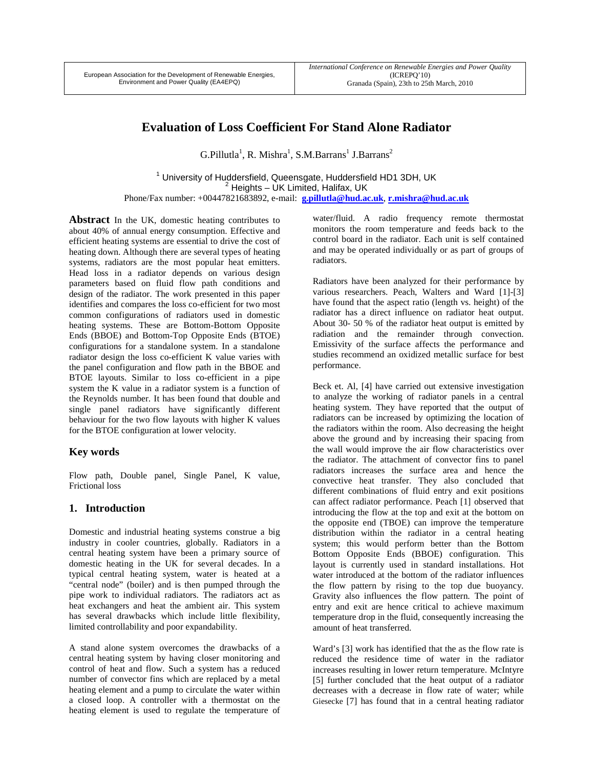# Evaluation of Loss Coefficient For Stand Alone Radiator

G.Pillutla[1], R. Mishra[1], S.M.Barrans[1] J.Barrans[2]

[1] University of Huddersfield, Queensgate, Huddersfield HD1 3DH, UK
[2] Heights – UK Limited, Halifax, UK
Phone/Fax number: +00447821683892, e-mail: **g.pillutla@hud.ac.uk**, **r.mishra@hud.ac.uk**

**Abstract** In the UK, domestic heating contributes to about 40% of annual energy consumption. Effective and efficient heating systems are essential to drive the cost of heating down. Although there are several types of heating systems, radiators are the most popular heat emitters. Head loss in a radiator depends on various design parameters based on fluid flow path conditions and design of the radiator. The work presented in this paper identifies and compares the loss co-efficient for two most common configurations of radiators used in domestic heating systems. These are Bottom-Bottom Opposite Ends (BBOE) and Bottom-Top Opposite Ends (BTOE) configurations for a standalone system. In a standalone radiator design the loss co-efficient K value varies with the panel configuration and flow path in the BBOE and BTOE layouts. Similar to loss co-efficient in a pipe system the K value in a radiator system is a function of the Reynolds number. It has been found that double and single panel radiators have significantly different behaviour for the two flow layouts with higher K values for the BTOE configuration at lower velocity.

## Key words

Flow path, Double panel, Single Panel, K value, Frictional loss

## 1. Introduction

Domestic and industrial heating systems construe a big industry in cooler countries, globally. Radiators in a central heating system have been a primary source of domestic heating in the UK for several decades. In a typical central heating system, water is heated at a "central node" (boiler) and is then pumped through the pipe work to individual radiators. The radiators act as heat exchangers and heat the ambient air. This system has several drawbacks which include little flexibility, limited controllability and poor expandability.

A stand alone system overcomes the drawbacks of a central heating system by having closer monitoring and control of heat and flow. Such a system has a reduced number of convector fins which are replaced by a metal heating element and a pump to circulate the water within a closed loop. A controller with a thermostat on the heating element is used to regulate the temperature of water/fluid. A radio frequency remote thermostat monitors the room temperature and feeds back to the control board in the radiator. Each unit is self contained and may be operated individually or as part of groups of radiators.

Radiators have been analyzed for their performance by various researchers. Peach, Walters and Ward [1]-[3] have found that the aspect ratio (length vs. height) of the radiator has a direct influence on radiator heat output. About 30- 50 % of the radiator heat output is emitted by radiation and the remainder through convection. Emissivity of the surface affects the performance and studies recommend an oxidized metallic surface for best performance.

Beck et. Al, [4] have carried out extensive investigation to analyze the working of radiator panels in a central heating system. They have reported that the output of radiators can be increased by optimizing the location of the radiators within the room. Also decreasing the height above the ground and by increasing their spacing from the wall would improve the air flow characteristics over the radiator. The attachment of convector fins to panel radiators increases the surface area and hence the convective heat transfer. They also concluded that different combinations of fluid entry and exit positions can affect radiator performance. Peach [1] observed that introducing the flow at the top and exit at the bottom on the opposite end (TBOE) can improve the temperature distribution within the radiator in a central heating system; this would perform better than the Bottom Bottom Opposite Ends (BBOE) configuration. This layout is currently used in standard installations. Hot water introduced at the bottom of the radiator influences the flow pattern by rising to the top due buoyancy. Gravity also influences the flow pattern. The point of entry and exit are hence critical to achieve maximum temperature drop in the fluid, consequently increasing the amount of heat transferred.

Ward's [3] work has identified that the as the flow rate is reduced the residence time of water in the radiator increases resulting in lower return temperature. McIntyre [5] further concluded that the heat output of a radiator decreases with a decrease in flow rate of water; while Giesecke [7] has found that in a central heating radiator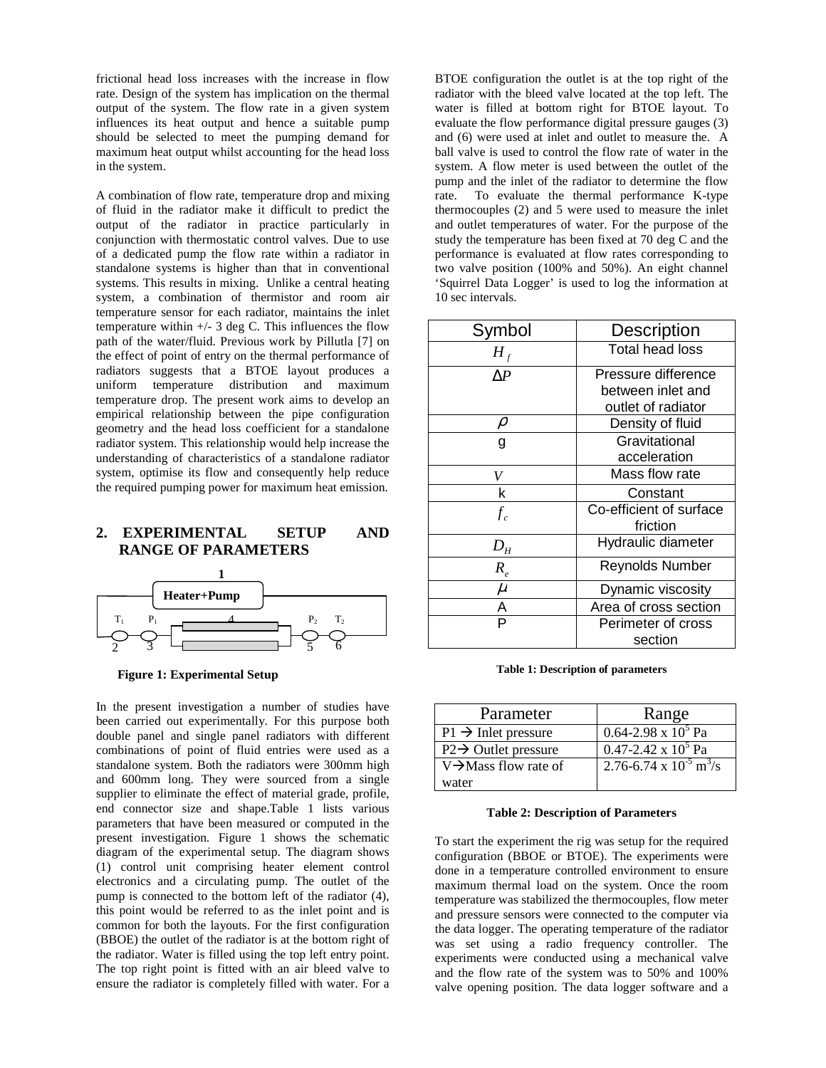frictional head loss increases with the increase in flow rate. Design of the system has implication on the thermal output of the system. The flow rate in a given system influences its heat output and hence a suitable pump should be selected to meet the pumping demand for maximum heat output whilst accounting for the head loss in the system.

A combination of flow rate, temperature drop and mixing of fluid in the radiator make it difficult to predict the output of the radiator in practice particularly in conjunction with thermostatic control valves. Due to use of a dedicated pump the flow rate within a radiator in standalone systems is higher than that in conventional systems. This results in mixing. Unlike a central heating system, a combination of thermistor and room air temperature sensor for each radiator, maintains the inlet temperature within +/- 3 deg C. This influences the flow path of the water/fluid. Previous work by Pillutla [7] on the effect of point of entry on the thermal performance of radiators suggests that a BTOE layout produces a uniform temperature distribution and maximum temperature drop. The present work aims to develop an empirical relationship between the pipe configuration geometry and the head loss coefficient for a standalone radiator system. This relationship would help increase the understanding of characteristics of a standalone radiator system, optimise its flow and consequently help reduce the required pumping power for maximum heat emission.

## 2. EXPERIMENTAL SETUP AND RANGE OF PARAMETERS

**Figure 1: Experimental Setup**

In the present investigation a number of studies have been carried out experimentally. For this purpose both double panel and single panel radiators with different combinations of point of fluid entries were used as a standalone system. Both the radiators were 300mm high and 600mm long. They were sourced from a single supplier to eliminate the effect of material grade, profile, end connector size and shape.Table 1 lists various parameters that have been measured or computed in the present investigation. Figure 1 shows the schematic diagram of the experimental setup. The diagram shows (1) control unit comprising heater element control electronics and a circulating pump. The outlet of the pump is connected to the bottom left of the radiator (4), this point would be referred to as the inlet point and is common for both the layouts. For the first configuration (BBOE) the outlet of the radiator is at the bottom right of the radiator. Water is filled using the top left entry point. The top right point is fitted with an air bleed valve to ensure the radiator is completely filled with water. For a BTOE configuration the outlet is at the top right of the radiator with the bleed valve located at the top left. The water is filled at bottom right for BTOE layout. To evaluate the flow performance digital pressure gauges (3) and (6) were used at inlet and outlet to measure the. A ball valve is used to control the flow rate of water in the system. A flow meter is used between the outlet of the pump and the inlet of the radiator to determine the flow rate. To evaluate the thermal performance K-type thermocouples (2) and 5 were used to measure the inlet and outlet temperatures of water. For the purpose of the study the temperature has been fixed at 70 deg C and the performance is evaluated at flow rates corresponding to two valve position (100% and 50%). An eight channel 'Squirrel Data Logger' is used to log the information at 10 sec intervals.

| Symbol | Description |
|---|---|
| $H_f$ | Total head loss |
| $\Delta P$ | Pressure difference between inlet and outlet of radiator |
| $\rho$ | Density of fluid |
| g | Gravitational acceleration |
| $V$ | Mass flow rate |
| k | Constant |
| $f_c$ | Co-efficient of surface friction |
| $D_H$ | Hydraulic diameter |
| $R_e$ | Reynolds Number |
| $\mu$ | Dynamic viscosity |
| A | Area of cross section |
| P | Perimeter of cross section |

**Table 1: Description of parameters**

| Parameter | Range |
|---|---|
| P1 → Inlet pressure | 0.64-2.98 x $10^5$ Pa |
| P2→ Outlet pressure | 0.47-2.42 x $10^5$ Pa |
| V→Mass flow rate of water | 2.76-6.74 x $10^{-5}$ $m^3/s$ |

**Table 2: Description of Parameters**

To start the experiment the rig was setup for the required configuration (BBOE or BTOE). The experiments were done in a temperature controlled environment to ensure maximum thermal load on the system. Once the room temperature was stabilized the thermocouples, flow meter and pressure sensors were connected to the computer via the data logger. The operating temperature of the radiator was set using a radio frequency controller. The experiments were conducted using a mechanical valve and the flow rate of the system was to 50% and 100% valve opening position. The data logger software and a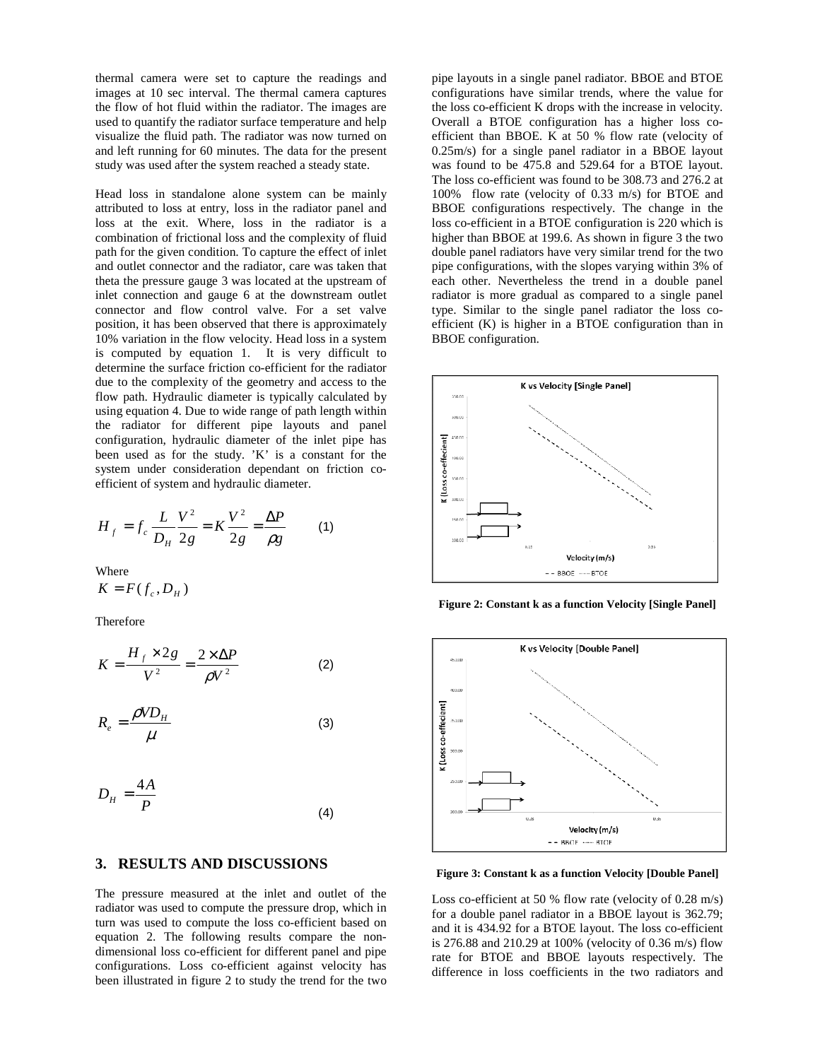thermal camera were set to capture the readings and images at 10 sec interval. The thermal camera captures the flow of hot fluid within the radiator. The images are used to quantify the radiator surface temperature and help visualize the fluid path. The radiator was now turned on and left running for 60 minutes. The data for the present study was used after the system reached a steady state.

Head loss in standalone alone system can be mainly attributed to loss at entry, loss in the radiator panel and loss at the exit. Where, loss in the radiator is a combination of frictional loss and the complexity of fluid path for the given condition. To capture the effect of inlet and outlet connector and the radiator, care was taken that theta the pressure gauge 3 was located at the upstream of inlet connection and gauge 6 at the downstream outlet connector and flow control valve. For a set valve position, it has been observed that there is approximately 10% variation in the flow velocity. Head loss in a system is computed by equation 1. It is very difficult to determine the surface friction co-efficient for the radiator due to the complexity of the geometry and access to the flow path. Hydraulic diameter is typically calculated by using equation 4. Due to wide range of path length within the radiator for different pipe layouts and panel configuration, hydraulic diameter of the inlet pipe has been used as for the study. 'K' is a constant for the system under consideration dependant on friction co-efficient of system and hydraulic diameter.

$$H_f = f_c \frac{L}{D_H} \frac{V^2}{2g} = K \frac{V^2}{2g} = \frac{\Delta P}{\rho g} \qquad (1)$$

Where

$$K = F(f_c, D_H)$$

Therefore

$$K = \frac{H_f \times 2g}{V^2} = \frac{2 \times \Delta P}{\rho V^2} \qquad (2)$$

$$R_e = \frac{\rho V D_H}{\mu} \qquad (3)$$

$$D_H = \frac{4A}{P} \qquad (4)$$

## 3. RESULTS AND DISCUSSIONS

The pressure measured at the inlet and outlet of the radiator was used to compute the pressure drop, which in turn was used to compute the loss co-efficient based on equation 2. The following results compare the non-dimensional loss co-efficient for different panel and pipe configurations. Loss co-efficient against velocity has been illustrated in figure 2 to study the trend for the two pipe layouts in a single panel radiator. BBOE and BTOE configurations have similar trends, where the value for the loss co-efficient K drops with the increase in velocity. Overall a BTOE configuration has a higher loss co-efficient than BBOE. K at 50 % flow rate (velocity of 0.25m/s) for a single panel radiator in a BBOE layout was found to be 475.8 and 529.64 for a BTOE layout. The loss co-efficient was found to be 308.73 and 276.2 at 100% flow rate (velocity of 0.33 m/s) for BTOE and BBOE configurations respectively. The change in the loss co-efficient in a BTOE configuration is 220 which is higher than BBOE at 199.6. As shown in figure 3 the two double panel radiators have very similar trend for the two pipe configurations, with the slopes varying within 3% of each other. Nevertheless the trend in a double panel radiator is more gradual as compared to a single panel type. Similar to the single panel radiator the loss co-efficient (K) is higher in a BTOE configuration than in BBOE configuration.

**Figure 2: Constant k as a function Velocity [Single Panel]**

**Figure 3: Constant k as a function Velocity [Double Panel]**

Loss co-efficient at 50 % flow rate (velocity of 0.28 m/s) for a double panel radiator in a BBOE layout is 362.79; and it is 434.92 for a BTOE layout. The loss co-efficient is 276.88 and 210.29 at 100% (velocity of 0.36 m/s) flow rate for BTOE and BBOE layouts respectively. The difference in loss coefficients in the two radiators and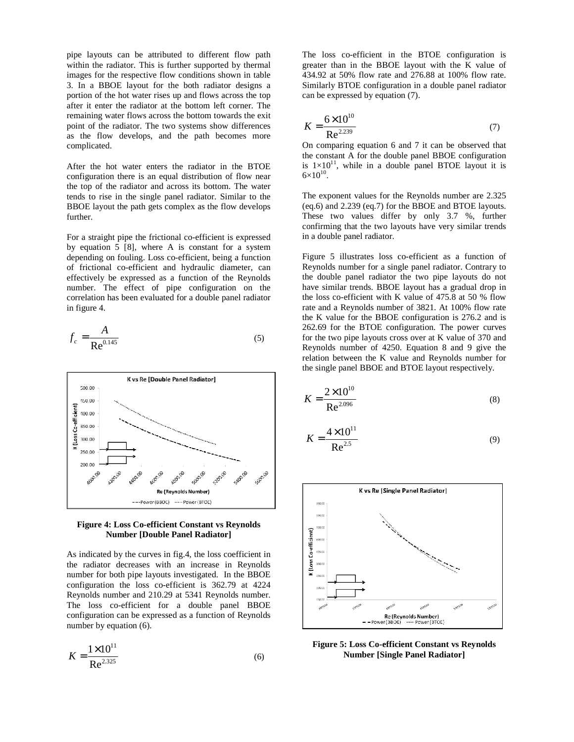pipe layouts can be attributed to different flow path within the radiator. This is further supported by thermal images for the respective flow conditions shown in table 3. In a BBOE layout for the both radiator designs a portion of the hot water rises up and flows across the top after it enter the radiator at the bottom left corner. The remaining water flows across the bottom towards the exit point of the radiator. The two systems show differences as the flow develops, and the path becomes more complicated.

After the hot water enters the radiator in the BTOE configuration there is an equal distribution of flow near the top of the radiator and across its bottom. The water tends to rise in the single panel radiator. Similar to the BBOE layout the path gets complex as the flow develops further.

For a straight pipe the frictional co-efficient is expressed by equation 5 [8], where A is constant for a system depending on fouling. Loss co-efficient, being a function of frictional co-efficient and hydraulic diameter, can effectively be expressed as a function of the Reynolds number. The effect of pipe configuration on the correlation has been evaluated for a double panel radiator in figure 4.

$$f_c = \frac{A}{\mathrm{Re}^{0.145}} \tag{5}$$

**Figure 4: Loss Co-efficient Constant vs Reynolds Number [Double Panel Radiator]**

As indicated by the curves in fig.4, the loss coefficient in the radiator decreases with an increase in Reynolds number for both pipe layouts investigated. In the BBOE configuration the loss co-efficient is 362.79 at 4224 Reynolds number and 210.29 at 5341 Reynolds number. The loss co-efficient for a double panel BBOE configuration can be expressed as a function of Reynolds number by equation (6).

$$K = \frac{1\times10^{11}}{\mathrm{Re}^{2.325}} \tag{6}$$

The loss co-efficient in the BTOE configuration is greater than in the BBOE layout with the K value of 434.92 at 50% flow rate and 276.88 at 100% flow rate. Similarly BTOE configuration in a double panel radiator can be expressed by equation (7).

$$K = \frac{6\times10^{10}}{\mathrm{Re}^{2.239}} \tag{7}$$

On comparing equation 6 and 7 it can be observed that the constant A for the double panel BBOE configuration is $1\times10^{11}$, while in a double panel BTOE layout it is $6\times10^{10}$.

The exponent values for the Reynolds number are 2.325 (eq.6) and 2.239 (eq.7) for the BBOE and BTOE layouts. These two values differ by only 3.7 %, further confirming that the two layouts have very similar trends in a double panel radiator.

Figure 5 illustrates loss co-efficient as a function of Reynolds number for a single panel radiator. Contrary to the double panel radiator the two pipe layouts do not have similar trends. BBOE layout has a gradual drop in the loss co-efficient with K value of 475.8 at 50 % flow rate and a Reynolds number of 3821. At 100% flow rate the K value for the BBOE configuration is 276.2 and is 262.69 for the BTOE configuration. The power curves for the two pipe layouts cross over at K value of 370 and Reynolds number of 4250. Equation 8 and 9 give the relation between the K value and Reynolds number for the single panel BBOE and BTOE layout respectively.

$$K = \frac{2\times10^{10}}{\mathrm{Re}^{2.096}} \tag{8}$$

$$K = \frac{4\times10^{11}}{\mathrm{Re}^{2.5}} \tag{9}$$

**Figure 5: Loss Co-efficient Constant vs Reynolds Number [Single Panel Radiator]**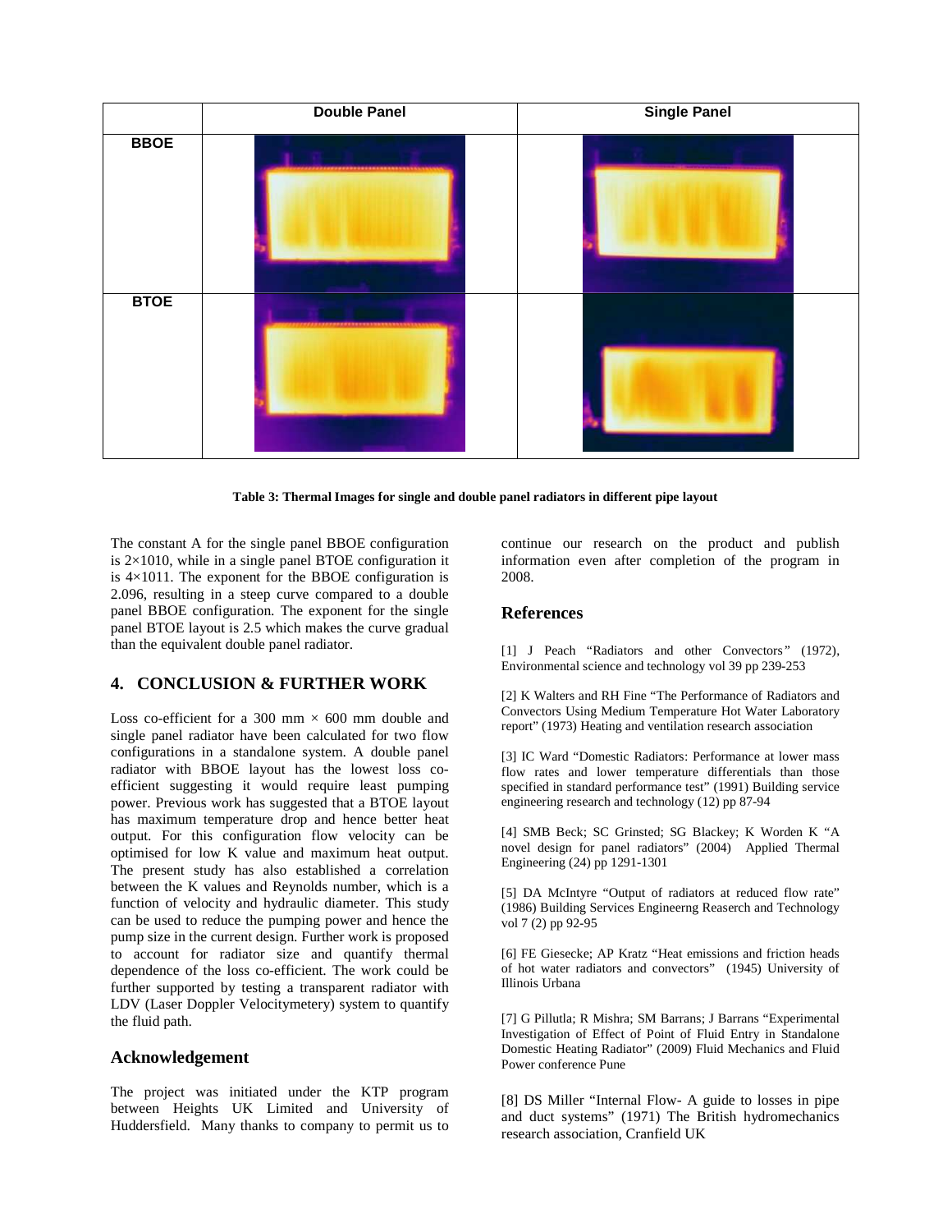| | Double Panel | Single Panel |
|---|---|---|
| BBOE | | |
| BTOE | | |

**Table 3: Thermal Images for single and double panel radiators in different pipe layout**

The constant A for the single panel BBOE configuration is $2\times10^{10}$, while in a single panel BTOE configuration it is $4\times10^{11}$. The exponent for the BBOE configuration is 2.096, resulting in a steep curve compared to a double panel BBOE configuration. The exponent for the single panel BTOE layout is 2.5 which makes the curve gradual than the equivalent double panel radiator.

## 4. CONCLUSION & FURTHER WORK

Loss co-efficient for a 300 mm × 600 mm double and single panel radiator have been calculated for two flow configurations in a standalone system. A double panel radiator with BBOE layout has the lowest loss co-efficient suggesting it would require least pumping power. Previous work has suggested that a BTOE layout has maximum temperature drop and hence better heat output. For this configuration flow velocity can be optimised for low K value and maximum heat output. The present study has also established a correlation between the K values and Reynolds number, which is a function of velocity and hydraulic diameter. This study can be used to reduce the pumping power and hence the pump size in the current design. Further work is proposed to account for radiator size and quantify thermal dependence of the loss co-efficient. The work could be further supported by testing a transparent radiator with LDV (Laser Doppler Velocitymetery) system to quantify the fluid path.

## Acknowledgement

The project was initiated under the KTP program between Heights UK Limited and University of Huddersfield. Many thanks to company to permit us to continue our research on the product and publish information even after completion of the program in 2008.

## References

[1] J Peach "Radiators and other Convectors" (1972), Environmental science and technology vol 39 pp 239-253

[2] K Walters and RH Fine "The Performance of Radiators and Convectors Using Medium Temperature Hot Water Laboratory report" (1973) Heating and ventilation research association

[3] IC Ward "Domestic Radiators: Performance at lower mass flow rates and lower temperature differentials than those specified in standard performance test" (1991) Building service engineering research and technology (12) pp 87-94

[4] SMB Beck; SC Grinsted; SG Blackey; K Worden K "A novel design for panel radiators" (2004) Applied Thermal Engineering (24) pp 1291-1301

[5] DA McIntyre "Output of radiators at reduced flow rate" (1986) Building Services Engineerng Reaserch and Technology vol 7 (2) pp 92-95

[6] FE Giesecke; AP Kratz "Heat emissions and friction heads of hot water radiators and convectors" (1945) University of Illinois Urbana

[7] G Pillutla; R Mishra; SM Barrans; J Barrans "Experimental Investigation of Effect of Point of Fluid Entry in Standalone Domestic Heating Radiator" (2009) Fluid Mechanics and Fluid Power conference Pune

[8] DS Miller "Internal Flow- A guide to losses in pipe and duct systems" (1971) The British hydromechanics research association, Cranfield UK